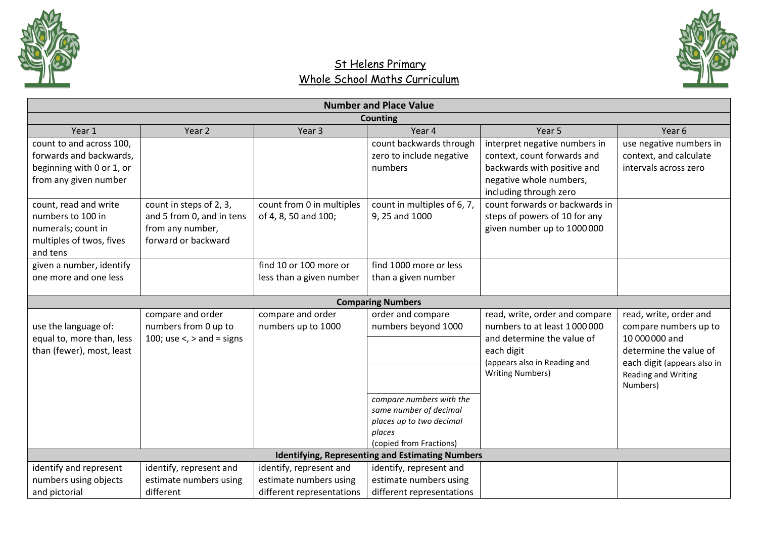# St Helens Primary

## Whole School Maths Curriculum

| Number and Place Value | | | | | |
|---|---|---|---|---|---|
| **Counting** | | | | | |
| Year 1 | Year 2 | Year 3 | Year 4 | Year 5 | Year 6 |
| count to and across 100, forwards and backwards, beginning with 0 or 1, or from any given number | | | count backwards through zero to include negative numbers | interpret negative numbers in context, count forwards and backwards with positive and negative whole numbers, including through zero | use negative numbers in context, and calculate intervals across zero |
| count, read and write numbers to 100 in numerals; count in multiples of twos, fives and tens | count in steps of 2, 3, and 5 from 0, and in tens from any number, forward or backward | count from 0 in multiples of 4, 8, 50 and 100; | count in multiples of 6, 7, 9, 25 and 1000 | count forwards or backwards in steps of powers of 10 for any given number up to 1000000 | |
| given a number, identify one more and one less | | find 10 or 100 more or less than a given number | find 1000 more or less than a given number | | |
| **Comparing Numbers** | | | | | |
| use the language of: equal to, more than, less than (fewer), most, least | compare and order numbers from 0 up to 100; use <, > and = signs | compare and order numbers up to 1000 | order and compare numbers beyond 1000 | read, write, order and compare numbers to at least 1000000 and determine the value of each digit (appears also in Reading and Writing Numbers) | read, write, order and compare numbers up to 10000000 and determine the value of each digit (appears also in Reading and Writing Numbers) |
| | | | | | |
| | | | | | |
| | | | *compare numbers with the same number of decimal places up to two decimal places* (copied from Fractions) | | |
| **Identifying, Representing and Estimating Numbers** | | | | | |
| identify and represent numbers using objects and pictorial | identify, represent and estimate numbers using different | identify, represent and estimate numbers using different representations | identify, represent and estimate numbers using different representations | | |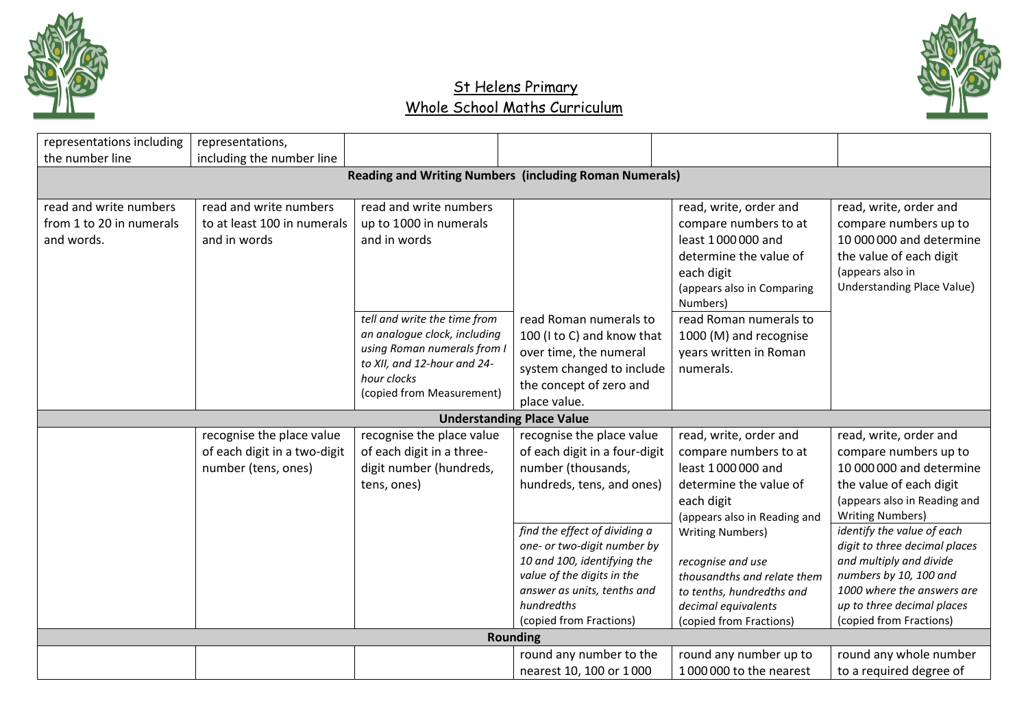| | | | | | |
|---|---|---|---|---|---|
| representations including the number line | representations, including the number line | | | | |
| **Reading and Writing Numbers (including Roman Numerals)** | | | | | |
| read and write numbers from 1 to 20 in numerals and words. | read and write numbers to at least 100 in numerals and in words | read and write numbers up to 1000 in numerals and in words | | read, write, order and compare numbers to at least 1 000 000 and determine the value of each digit (appears also in Comparing Numbers) | read, write, order and compare numbers up to 10 000 000 and determine the value of each digit (appears also in Understanding Place Value) |
| | | *tell and write the time from an analogue clock, including using Roman numerals from I to XII, and 12-hour and 24-hour clocks* (copied from Measurement) | read Roman numerals to 100 (I to C) and know that over time, the numeral system changed to include the concept of zero and place value. | read Roman numerals to 1000 (M) and recognise years written in Roman numerals. | |
| **Understanding Place Value** | | | | | |
| | recognise the place value of each digit in a two-digit number (tens, ones) | recognise the place value of each digit in a three-digit number (hundreds, tens, ones) | recognise the place value of each digit in a four-digit number (thousands, hundreds, tens, and ones) | read, write, order and compare numbers to at least 1 000 000 and determine the value of each digit (appears also in Reading and Writing Numbers) | read, write, order and compare numbers up to 10 000 000 and determine the value of each digit (appears also in Reading and Writing Numbers) |
| | | | *find the effect of dividing a one- or two-digit number by 10 and 100, identifying the value of the digits in the answer as units, tenths and hundredths* (copied from Fractions) | *recognise and use thousandths and relate them to tenths, hundredths and decimal equivalents* (copied from Fractions) | *identify the value of each digit to three decimal places and multiply and divide numbers by 10, 100 and 1000 where the answers are up to three decimal places* (copied from Fractions) |
| **Rounding** | | | | | |
| | | | round any number to the nearest 10, 100 or 1 000 | round any number up to 1 000 000 to the nearest | round any whole number to a required degree of |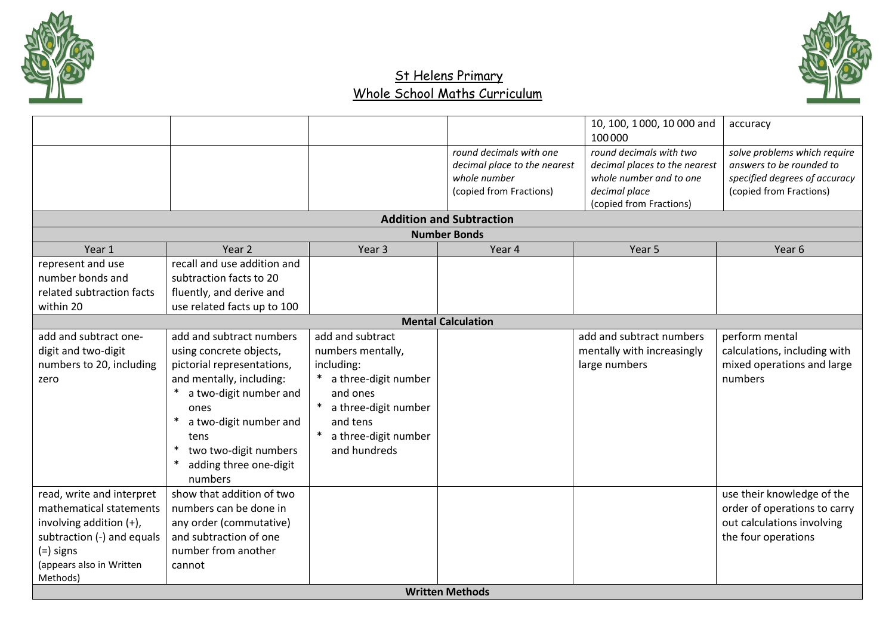# St Helens Primary
## Whole School Maths Curriculum

| | | | | | |
|---|---|---|---|---|---|
| | | | | 10, 100, 1 000, 10 000 and 100 000 | accuracy |
| | | | *round decimals with one decimal place to the nearest whole number* (copied from Fractions) | *round decimals with two decimal places to the nearest whole number and to one decimal place* (copied from Fractions) | *solve problems which require answers to be rounded to specified degrees of accuracy* (copied from Fractions) |

### Addition and Subtraction

#### Number Bonds

| Year 1 | Year 2 | Year 3 | Year 4 | Year 5 | Year 6 |
|---|---|---|---|---|---|
| represent and use number bonds and related subtraction facts within 20 | recall and use addition and subtraction facts to 20 fluently, and derive and use related facts up to 100 | | | | |

#### Mental Calculation

| Year 1 | Year 2 | Year 3 | Year 4 | Year 5 | Year 6 |
|---|---|---|---|---|---|
| add and subtract one-digit and two-digit numbers to 20, including zero | add and subtract numbers using concrete objects, pictorial representations, and mentally, including: * a two-digit number and ones * a two-digit number and tens * two two-digit numbers * adding three one-digit numbers | add and subtract numbers mentally, including: * a three-digit number and ones * a three-digit number and tens * a three-digit number and hundreds | | add and subtract numbers mentally with increasingly large numbers | perform mental calculations, including with mixed operations and large numbers |
| read, write and interpret mathematical statements involving addition (+), subtraction (-) and equals (=) signs (appears also in Written Methods) | show that addition of two numbers can be done in any order (commutative) and subtraction of one number from another cannot | | | | use their knowledge of the order of operations to carry out calculations involving the four operations |

#### Written Methods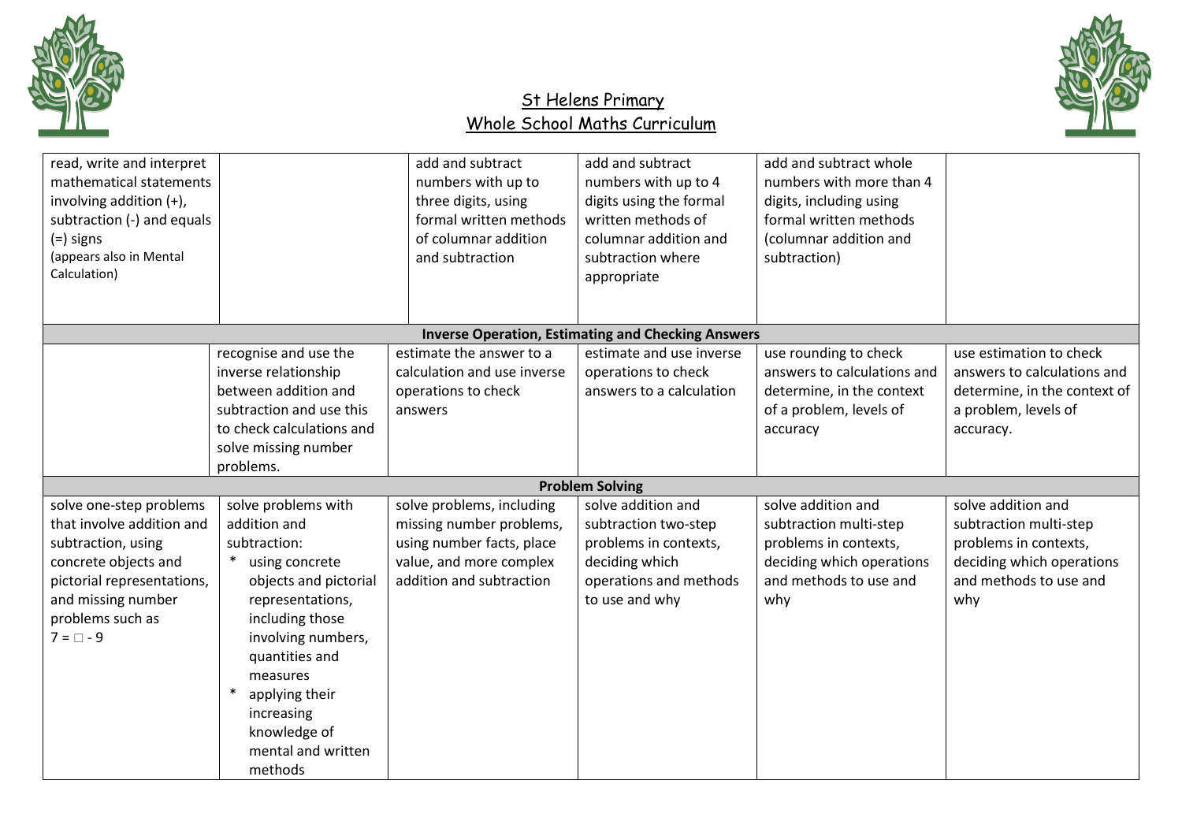## St Helens Primary
## Whole School Maths Curriculum

| | | | | | |
|---|---|---|---|---|---|
| read, write and interpret mathematical statements involving addition (+), subtraction (-) and equals (=) signs (appears also in Mental Calculation) | | add and subtract numbers with up to three digits, using formal written methods of columnar addition and subtraction | add and subtract numbers with up to 4 digits using the formal written methods of columnar addition and subtraction where appropriate | add and subtract whole numbers with more than 4 digits, including using formal written methods (columnar addition and subtraction) | |
| **Inverse Operation, Estimating and Checking Answers** | | | | | |
| | recognise and use the inverse relationship between addition and subtraction and use this to check calculations and solve missing number problems. | estimate the answer to a calculation and use inverse operations to check answers | estimate and use inverse operations to check answers to a calculation | use rounding to check answers to calculations and determine, in the context of a problem, levels of accuracy | use estimation to check answers to calculations and determine, in the context of a problem, levels of accuracy. |
| **Problem Solving** | | | | | |
| solve one-step problems that involve addition and subtraction, using concrete objects and pictorial representations, and missing number problems such as 7 = □ - 9 | solve problems with addition and subtraction: <br>* using concrete objects and pictorial representations, including those involving numbers, quantities and measures <br>* applying their increasing knowledge of mental and written methods | solve problems, including missing number problems, using number facts, place value, and more complex addition and subtraction | solve addition and subtraction two-step problems in contexts, deciding which operations and methods to use and why | solve addition and subtraction multi-step problems in contexts, deciding which operations and methods to use and why | solve addition and subtraction multi-step problems in contexts, deciding which operations and methods to use and why |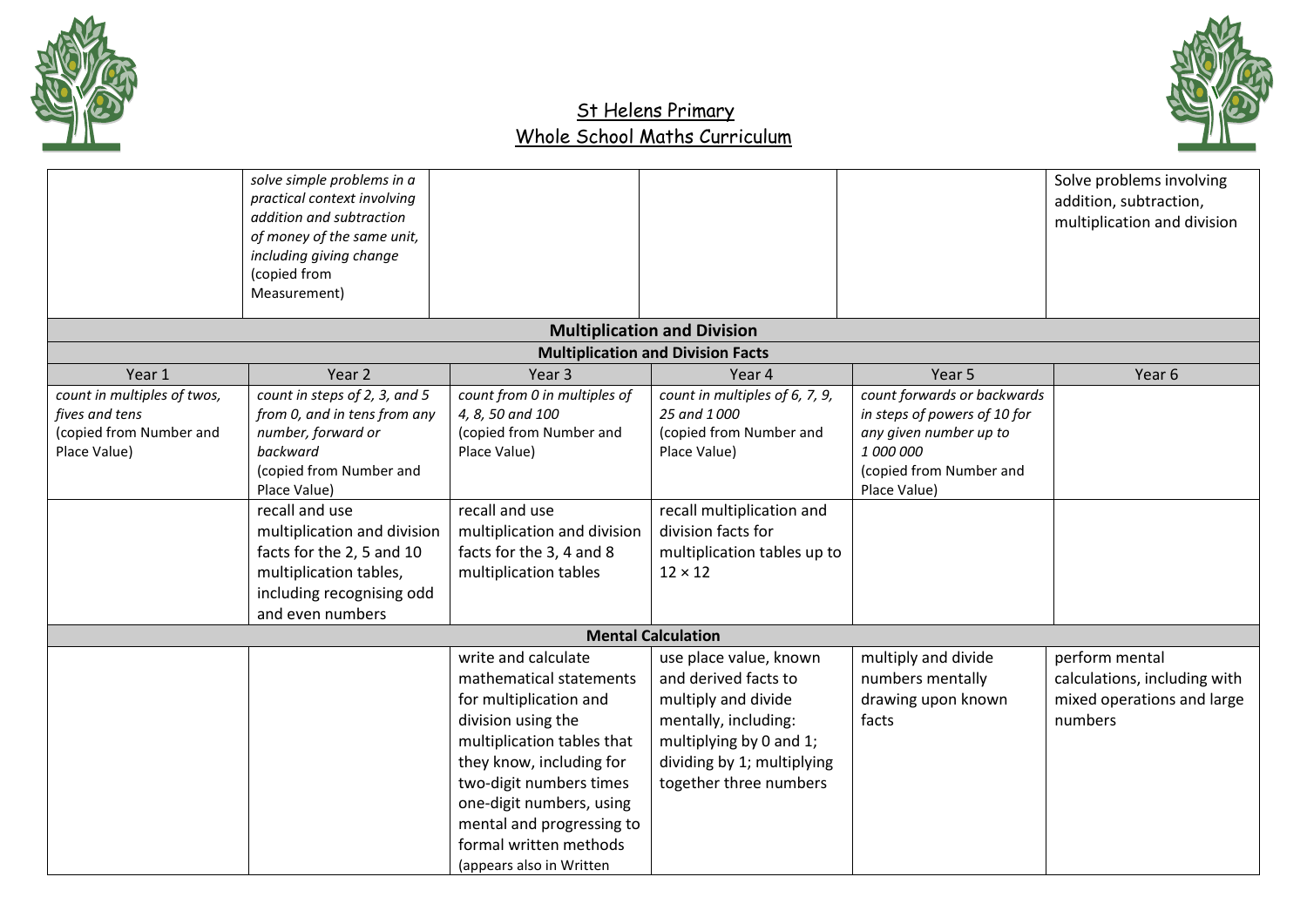# St Helens Primary
## Whole School Maths Curriculum

| | | | | | | |
|---|---|---|---|---|---|---|
| | *solve simple problems in a practical context involving addition and subtraction of money of the same unit, including giving change* (copied from Measurement) | | | | | Solve problems involving addition, subtraction, multiplication and division |

| **Multiplication and Division** | | | | | |
|---|---|---|---|---|---|
| **Multiplication and Division Facts** | | | | | |
| Year 1 | Year 2 | Year 3 | Year 4 | Year 5 | Year 6 |
| *count in multiples of twos, fives and tens* (copied from Number and Place Value) | *count in steps of 2, 3, and 5 from 0, and in tens from any number, forward or backward* (copied from Number and Place Value) | *count from 0 in multiples of 4, 8, 50 and 100* (copied from Number and Place Value) | *count in multiples of 6, 7, 9, 25 and 1 000* (copied from Number and Place Value) | *count forwards or backwards in steps of powers of 10 for any given number up to 1 000 000* (copied from Number and Place Value) | |
| | recall and use multiplication and division facts for the 2, 5 and 10 multiplication tables, including recognising odd and even numbers | recall and use multiplication and division facts for the 3, 4 and 8 multiplication tables | recall multiplication and division facts for multiplication tables up to $12 \times 12$ | | |
| **Mental Calculation** | | | | | |
| | | write and calculate mathematical statements for multiplication and division using the multiplication tables that they know, including for two-digit numbers times one-digit numbers, using mental and progressing to formal written methods (appears also in Written | use place value, known and derived facts to multiply and divide mentally, including: multiplying by 0 and 1; dividing by 1; multiplying together three numbers | multiply and divide numbers mentally drawing upon known facts | perform mental calculations, including with mixed operations and large numbers |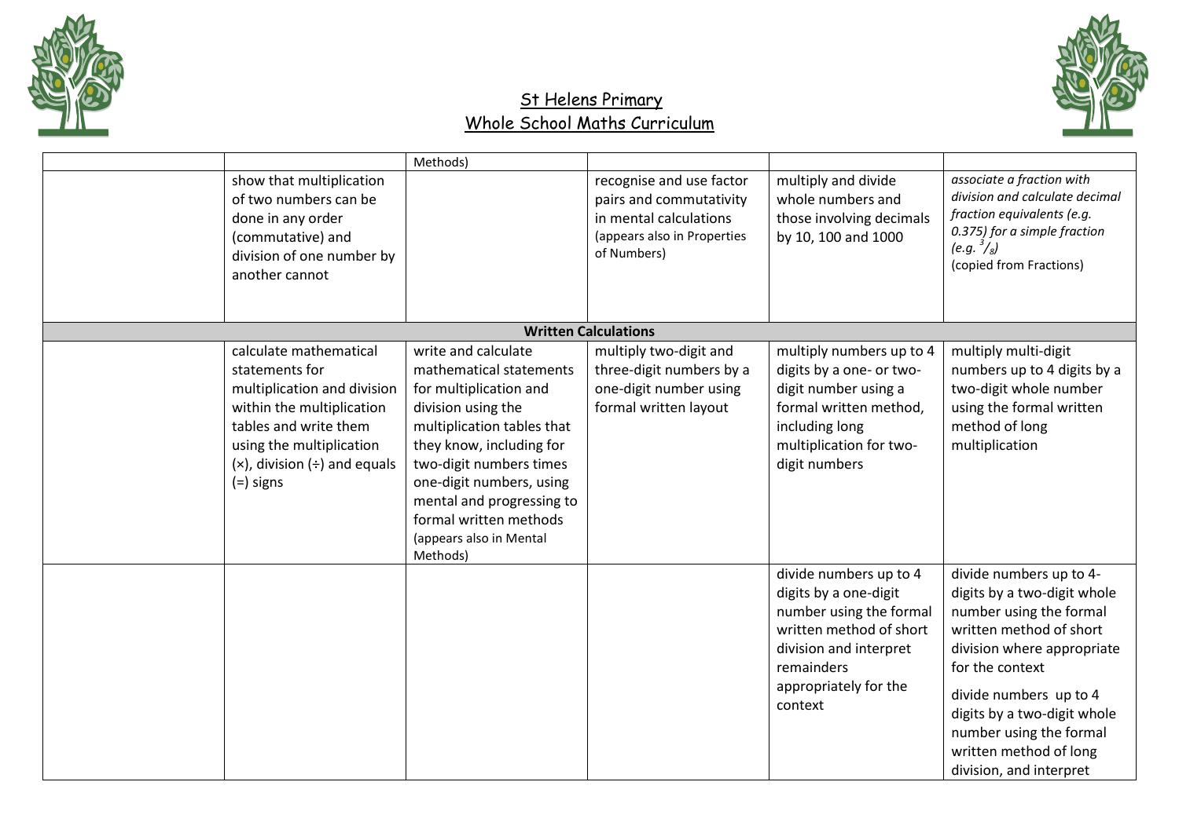# St Helens Primary

## Whole School Maths Curriculum

| | | | | | |
|---|---|---|---|---|---|
| | | Methods) | | | |
| | show that multiplication of two numbers can be done in any order (commutative) and division of one number by another cannot | | recognise and use factor pairs and commutativity in mental calculations (appears also in Properties of Numbers) | multiply and divide whole numbers and those involving decimals by 10, 100 and 1000 | *associate a fraction with division and calculate decimal fraction equivalents (e.g. 0.375) for a simple fraction (e.g.* $^{3}/_{8}$*)* (copied from Fractions) |
| | | | **Written Calculations** | | |
| | calculate mathematical statements for multiplication and division within the multiplication tables and write them using the multiplication (×), division (÷) and equals (=) signs | write and calculate mathematical statements for multiplication and division using the multiplication tables that they know, including for two-digit numbers times one-digit numbers, using mental and progressing to formal written methods (appears also in Mental Methods) | multiply two-digit and three-digit numbers by a one-digit number using formal written layout | multiply numbers up to 4 digits by a one- or two-digit number using a formal written method, including long multiplication for two-digit numbers | multiply multi-digit numbers up to 4 digits by a two-digit whole number using the formal written method of long multiplication |
| | | | | divide numbers up to 4 digits by a one-digit number using the formal written method of short division and interpret remainders appropriately for the context | divide numbers up to 4-digits by a two-digit whole number using the formal written method of short division where appropriate for the context<br><br>divide numbers up to 4 digits by a two-digit whole number using the formal written method of long division, and interpret |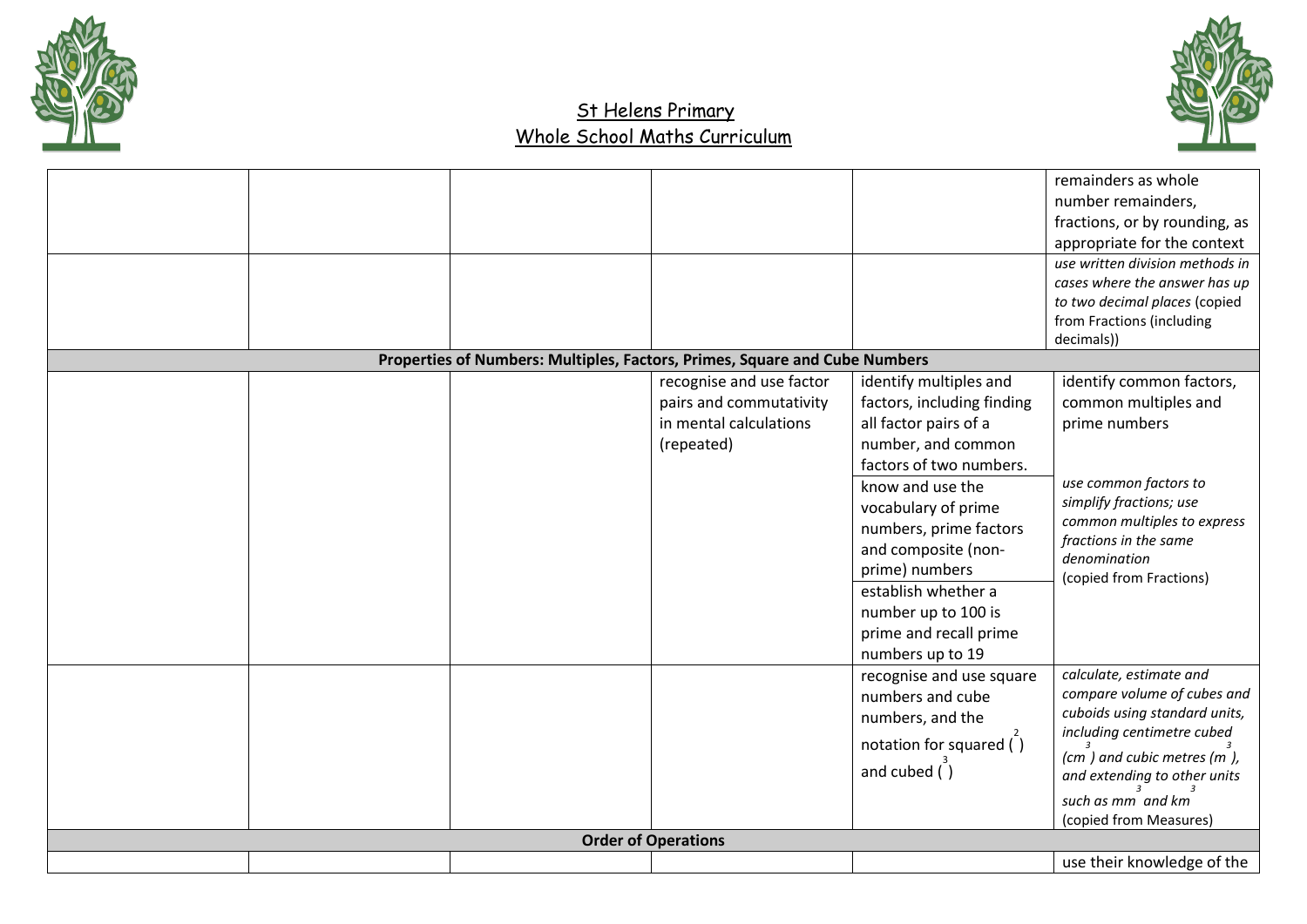# St Helens Primary

## Whole School Maths Curriculum

| | | | | | |
|---|---|---|---|---|---|
| | | | | | remainders as whole number remainders, fractions, or by rounding, as appropriate for the context |
| | | | | | *use written division methods in cases where the answer has up to two decimal places* (copied from Fractions (including decimals)) |
| **Properties of Numbers: Multiples, Factors, Primes, Square and Cube Numbers** | | | | | |
| | | | recognise and use factor pairs and commutativity in mental calculations (repeated) | identify multiples and factors, including finding all factor pairs of a number, and common factors of two numbers. | identify common factors, common multiples and prime numbers |
| | | | | know and use the vocabulary of prime numbers, prime factors and composite (non-prime) numbers | *use common factors to simplify fractions; use common multiples to express fractions in the same denomination* (copied from Fractions) |
| | | | | establish whether a number up to 100 is prime and recall prime numbers up to 19 | |
| | | | | recognise and use square numbers and cube numbers, and the notation for squared ($^2$) and cubed ($^3$) | *calculate, estimate and compare volume of cubes and cuboids using standard units, including centimetre cubed ($cm^3$) and cubic metres ($m^3$), and extending to other units such as $mm^3$ and $km^3$* (copied from Measures) |
| **Order of Operations** | | | | | |
| | | | | | use their knowledge of the |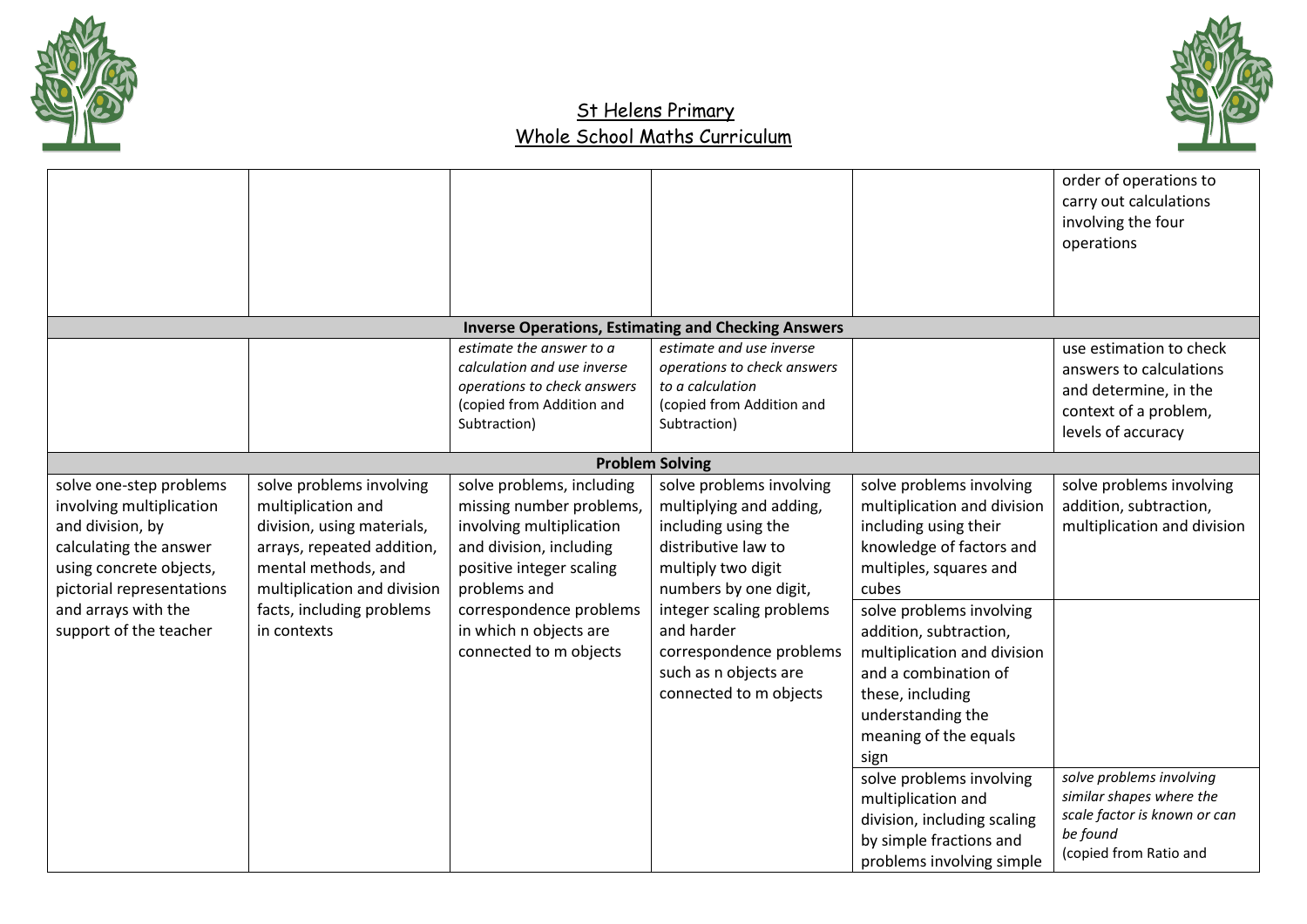# St Helens Primary
# Whole School Maths Curriculum

| | | | | | |
|---|---|---|---|---|---|
| | | | | | order of operations to carry out calculations involving the four operations |
| **Inverse Operations, Estimating and Checking Answers** | | | | | |
| | | *estimate the answer to a calculation and use inverse operations to check answers* (copied from Addition and Subtraction) | *estimate and use inverse operations to check answers to a calculation* (copied from Addition and Subtraction) | | use estimation to check answers to calculations and determine, in the context of a problem, levels of accuracy |
| **Problem Solving** | | | | | |
| solve one-step problems involving multiplication and division, by calculating the answer using concrete objects, pictorial representations and arrays with the support of the teacher | solve problems involving multiplication and division, using materials, arrays, repeated addition, mental methods, and multiplication and division facts, including problems in contexts | solve problems, including missing number problems, involving multiplication and division, including positive integer scaling problems and correspondence problems in which n objects are connected to m objects | solve problems involving multiplying and adding, including using the distributive law to multiply two digit numbers by one digit, integer scaling problems and harder correspondence problems such as n objects are connected to m objects | solve problems involving multiplication and division including using their knowledge of factors and multiples, squares and cubes | solve problems involving addition, subtraction, multiplication and division |
| | | | | solve problems involving addition, subtraction, multiplication and division and a combination of these, including understanding the meaning of the equals sign | |
| | | | | solve problems involving multiplication and division, including scaling by simple fractions and problems involving simple | *solve problems involving similar shapes where the scale factor is known or can be found* (copied from Ratio and |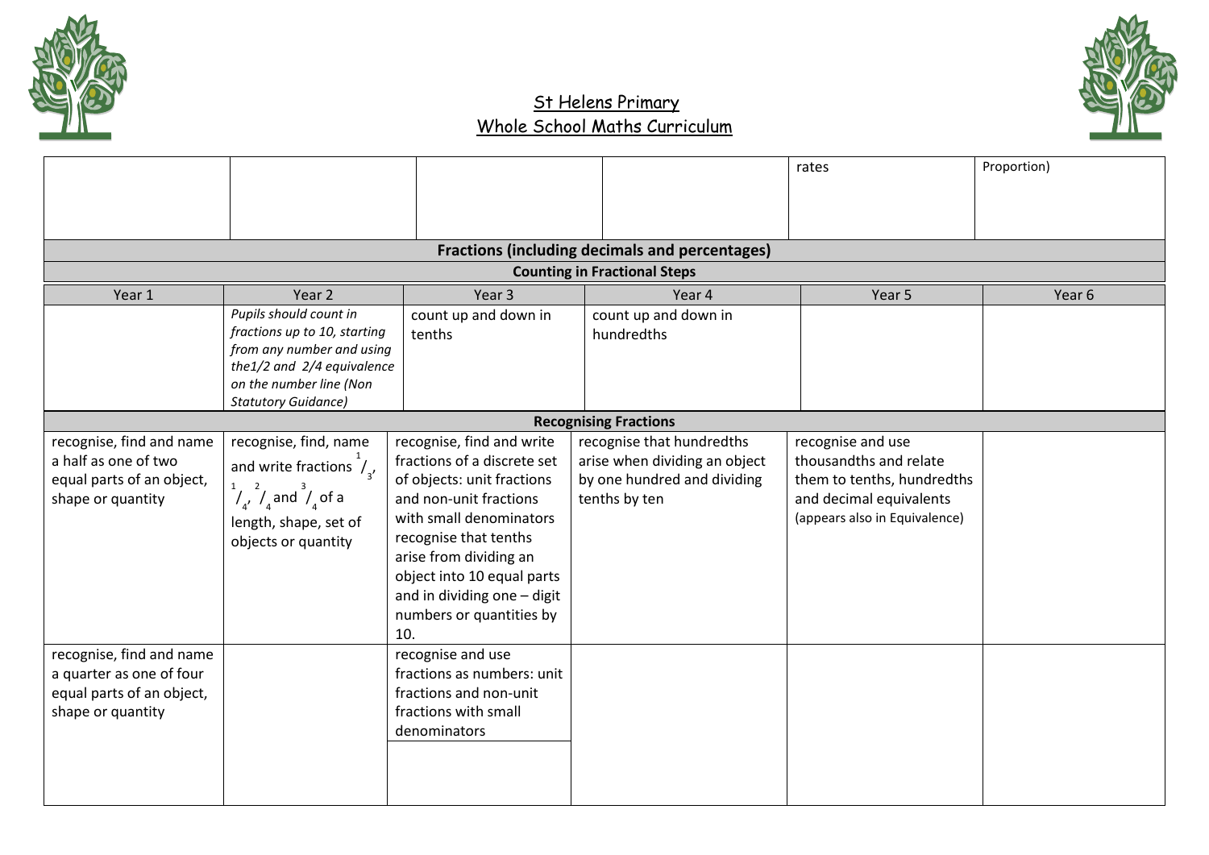# St Helens Primary
## Whole School Maths Curriculum

| | | | | | |
|---|---|---|---|---|---|
| | | | | rates | Proportion) |

**Fractions (including decimals and percentages)**

**Counting in Fractional Steps**

| Year 1 | Year 2 | Year 3 | Year 4 | Year 5 | Year 6 |
|---|---|---|---|---|---|
| | *Pupils should count in fractions up to 10, starting from any number and using the1/2 and 2/4 equivalence on the number line (Non Statutory Guidance)* | count up and down in tenths | count up and down in hundredths | | |

**Recognising Fractions**

| Year 1 | Year 2 | Year 3 | Year 4 | Year 5 | Year 6 |
|---|---|---|---|---|---|
| recognise, find and name a half as one of two equal parts of an object, shape or quantity | recognise, find, name and write fractions $^1/_3$, $^1/_4$, $^2/_4$ and $^3/_4$ of a length, shape, set of objects or quantity | recognise, find and write fractions of a discrete set of objects: unit fractions and non-unit fractions with small denominators recognise that tenths arise from dividing an object into 10 equal parts and in dividing one – digit numbers or quantities by 10. | recognise that hundredths arise when dividing an object by one hundred and dividing tenths by ten | recognise and use thousandths and relate them to tenths, hundredths and decimal equivalents (appears also in Equivalence) | |
| recognise, find and name a quarter as one of four equal parts of an object, shape or quantity | | recognise and use fractions as numbers: unit fractions and non-unit fractions with small denominators | | | |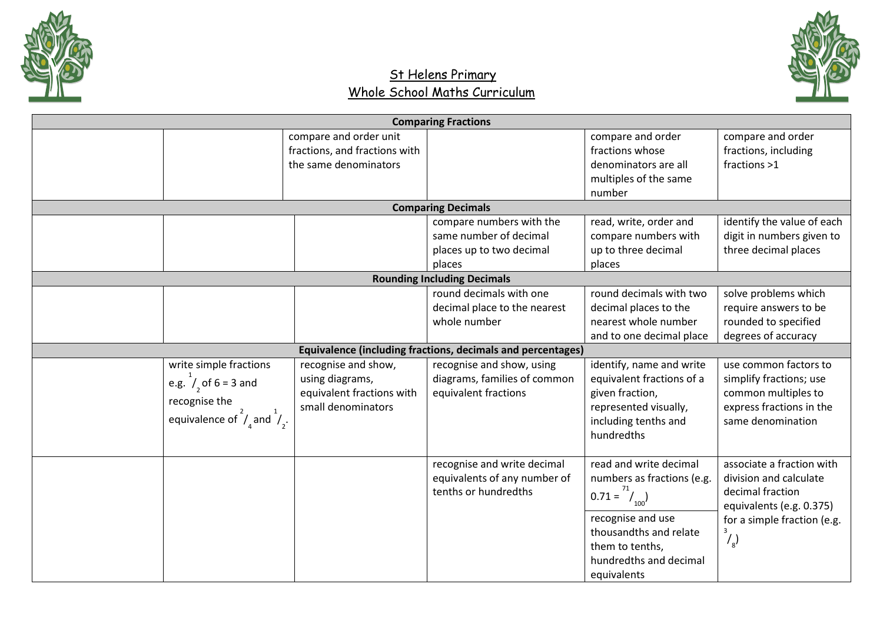# St Helens Primary
## Whole School Maths Curriculum

| | | | | | |
|---|---|---|---|---|---|
| **Comparing Fractions** | | | | | |
| | | compare and order unit fractions, and fractions with the same denominators | | compare and order fractions whose denominators are all multiples of the same number | compare and order fractions, including fractions >1 |
| **Comparing Decimals** | | | | | |
| | | | compare numbers with the same number of decimal places up to two decimal places | read, write, order and compare numbers with up to three decimal places | identify the value of each digit in numbers given to three decimal places |
| **Rounding Including Decimals** | | | | | |
| | | | round decimals with one decimal place to the nearest whole number | round decimals with two decimal places to the nearest whole number and to one decimal place | solve problems which require answers to be rounded to specified degrees of accuracy |
| **Equivalence (including fractions, decimals and percentages)** | | | | | |
| | write simple fractions e.g. $^1/_2$ of 6 = 3 and recognise the equivalence of $^2/_4$ and $^1/_2$. | recognise and show, using diagrams, equivalent fractions with small denominators | recognise and show, using diagrams, families of common equivalent fractions | identify, name and write equivalent fractions of a given fraction, represented visually, including tenths and hundredths | use common factors to simplify fractions; use common multiples to express fractions in the same denomination |
| | | | recognise and write decimal equivalents of any number of tenths or hundredths | read and write decimal numbers as fractions (e.g. 0.71 = $^{71}/_{100}$) | associate a fraction with division and calculate decimal fraction equivalents (e.g. 0.375) for a simple fraction (e.g. $^3/_8$) |
| | | | | recognise and use thousandths and relate them to tenths, hundredths and decimal equivalents | |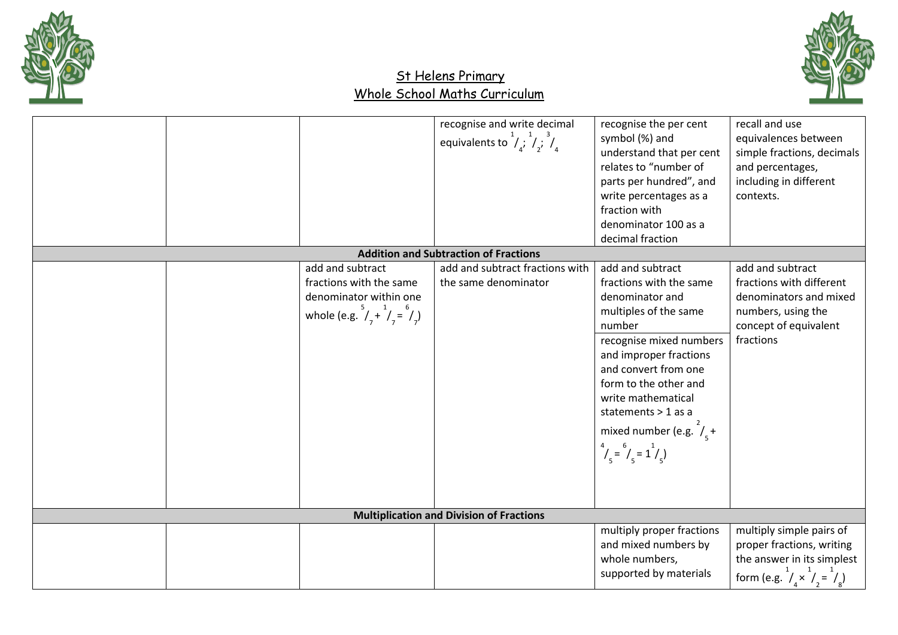# St Helens Primary
## Whole School Maths Curriculum

| | | | | | |
|---|---|---|---|---|---|
| | | | recognise and write decimal equivalents to $\frac{1}{4}$; $\frac{1}{2}$; $\frac{3}{4}$ | recognise the per cent symbol (%) and understand that per cent relates to "number of parts per hundred", and write percentages as a fraction with denominator 100 as a decimal fraction | recall and use equivalences between simple fractions, decimals and percentages, including in different contexts. |
| **Addition and Subtraction of Fractions** | | | | | |
| | | add and subtract fractions with the same denominator within one whole (e.g. $\frac{5}{7} + \frac{1}{7} = \frac{6}{7}$) | add and subtract fractions with the same denominator | add and subtract fractions with the same denominator and multiples of the same number<br><br>recognise mixed numbers and improper fractions and convert from one form to the other and write mathematical statements > 1 as a mixed number (e.g. $\frac{2}{5} + \frac{4}{5} = \frac{6}{5} = 1\frac{1}{5}$) | add and subtract fractions with different denominators and mixed numbers, using the concept of equivalent fractions |
| **Multiplication and Division of Fractions** | | | | | |
| | | | | multiply proper fractions and mixed numbers by whole numbers, supported by materials | multiply simple pairs of proper fractions, writing the answer in its simplest form (e.g. $\frac{1}{4} \times \frac{1}{2} = \frac{1}{8}$) |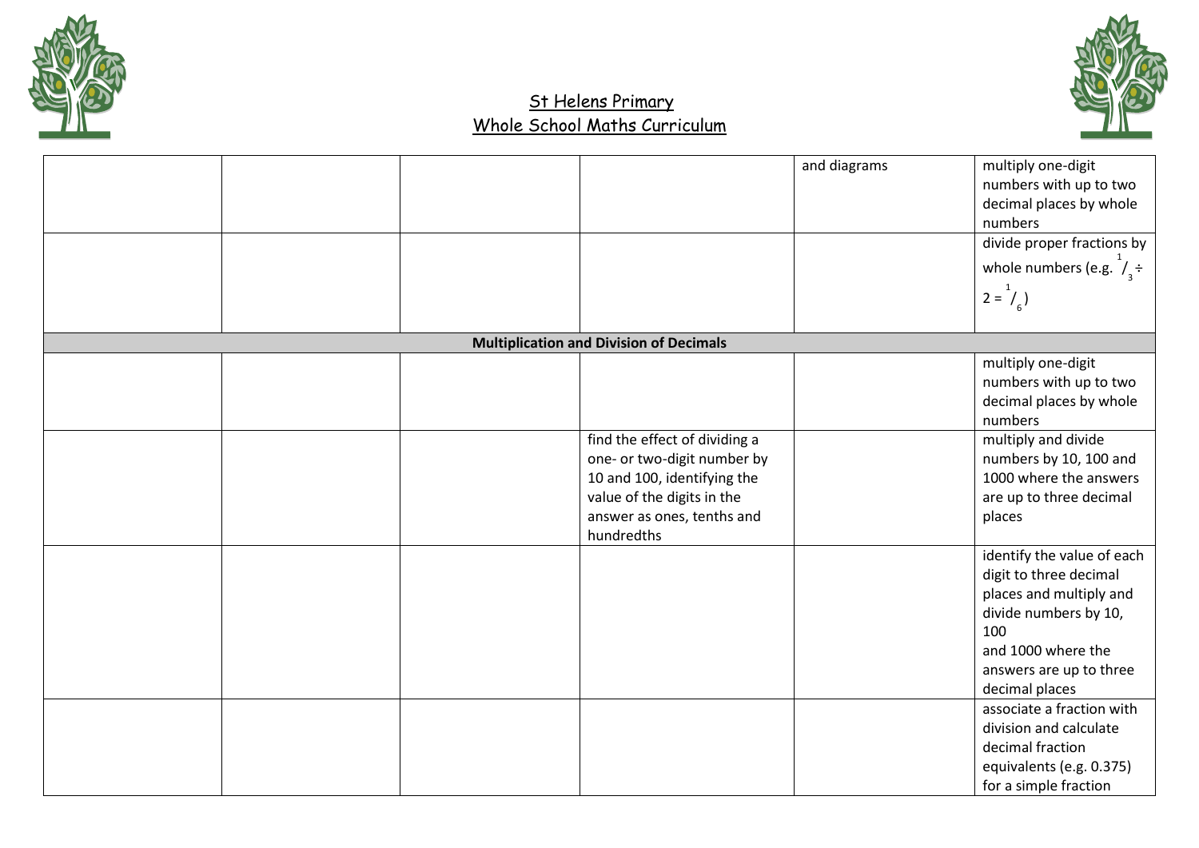# St Helens Primary
# Whole School Maths Curriculum

| | | | | | |
|---|---|---|---|---|---|
| | | | | and diagrams | multiply one-digit numbers with up to two decimal places by whole numbers |
| | | | | | divide proper fractions by whole numbers (e.g. $\frac{1}{3} \div 2 = \frac{1}{6}$) |
| **Multiplication and Division of Decimals** | | | | | |
| | | | | | multiply one-digit numbers with up to two decimal places by whole numbers |
| | | | find the effect of dividing a one- or two-digit number by 10 and 100, identifying the value of the digits in the answer as ones, tenths and hundredths | | multiply and divide numbers by 10, 100 and 1000 where the answers are up to three decimal places |
| | | | | | identify the value of each digit to three decimal places and multiply and divide numbers by 10, 100 and 1000 where the answers are up to three decimal places |
| | | | | | associate a fraction with division and calculate decimal fraction equivalents (e.g. 0.375) for a simple fraction |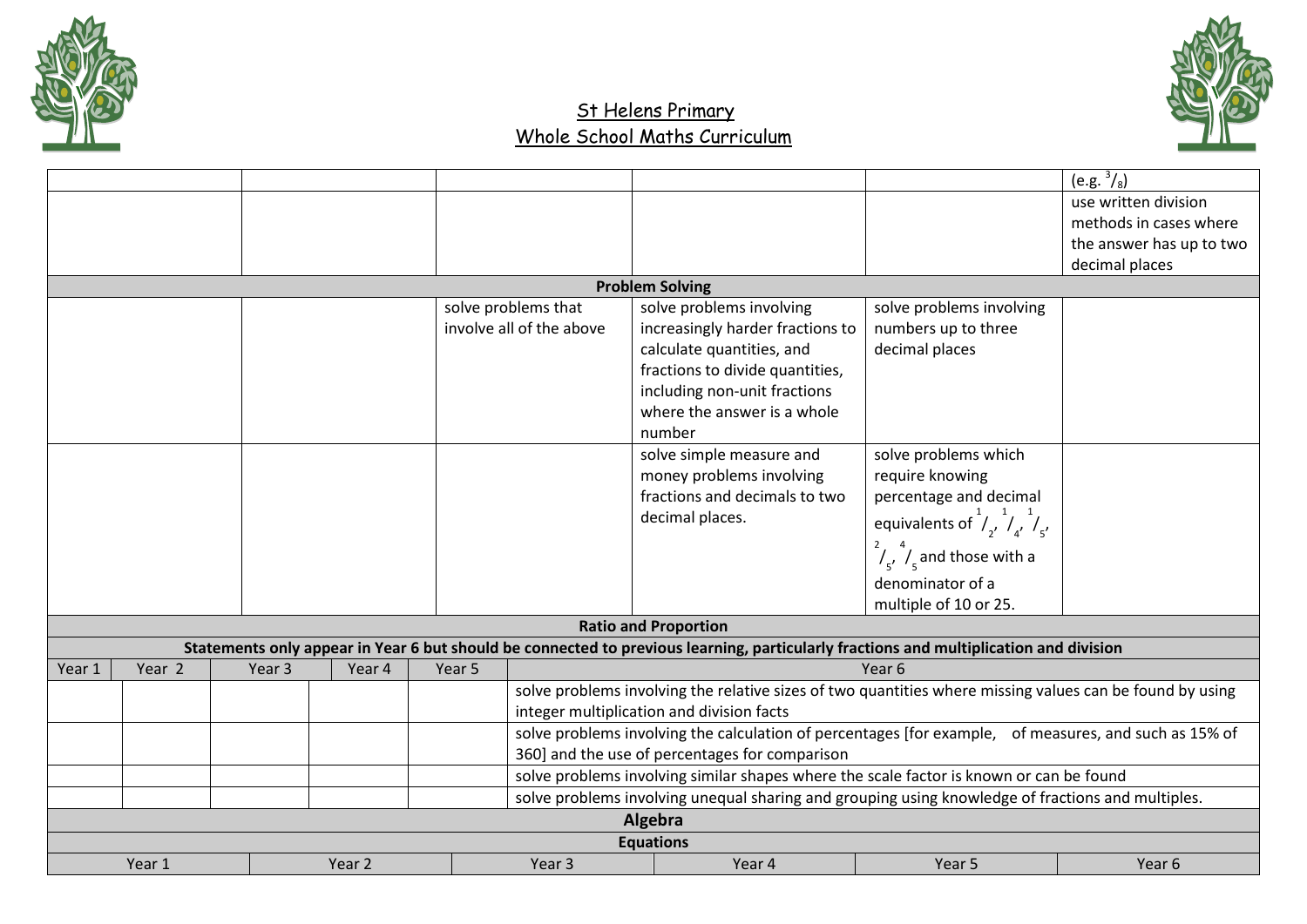# St Helens Primary
## Whole School Maths Curriculum

| Year 1 | Year 2 | Year 3 | Year 4 | Year 5 | Year 6 |
|---|---|---|---|---|---|
| | | | | | (e.g. $^3/_8$) |
| | | | | | use written division methods in cases where the answer has up to two decimal places |
| **Problem Solving** | | | | | |
| | | solve problems that involve all of the above | solve problems involving increasingly harder fractions to calculate quantities, and fractions to divide quantities, including non-unit fractions where the answer is a whole number | solve problems involving numbers up to three decimal places | |
| | | | solve simple measure and money problems involving fractions and decimals to two decimal places. | solve problems which require knowing percentage and decimal equivalents of $^1/_2$, $^1/_4$, $^1/_5$, $^2/_5$, $^4/_5$ and those with a denominator of a multiple of 10 or 25. | |

**Ratio and Proportion**

**Statements only appear in Year 6 but should be connected to previous learning, particularly fractions and multiplication and division**

| Year 1 | Year 2 | Year 3 | Year 4 | Year 5 | Year 6 |
|---|---|---|---|---|---|
| | | | | | solve problems involving the relative sizes of two quantities where missing values can be found by using integer multiplication and division facts |
| | | | | | solve problems involving the calculation of percentages [for example, of measures, and such as 15% of 360] and the use of percentages for comparison |
| | | | | | solve problems involving similar shapes where the scale factor is known or can be found |
| | | | | | solve problems involving unequal sharing and grouping using knowledge of fractions and multiples. |

**Algebra**

**Equations**

| Year 1 | Year 2 | Year 3 | Year 4 | Year 5 | Year 6 |
|---|---|---|---|---|---|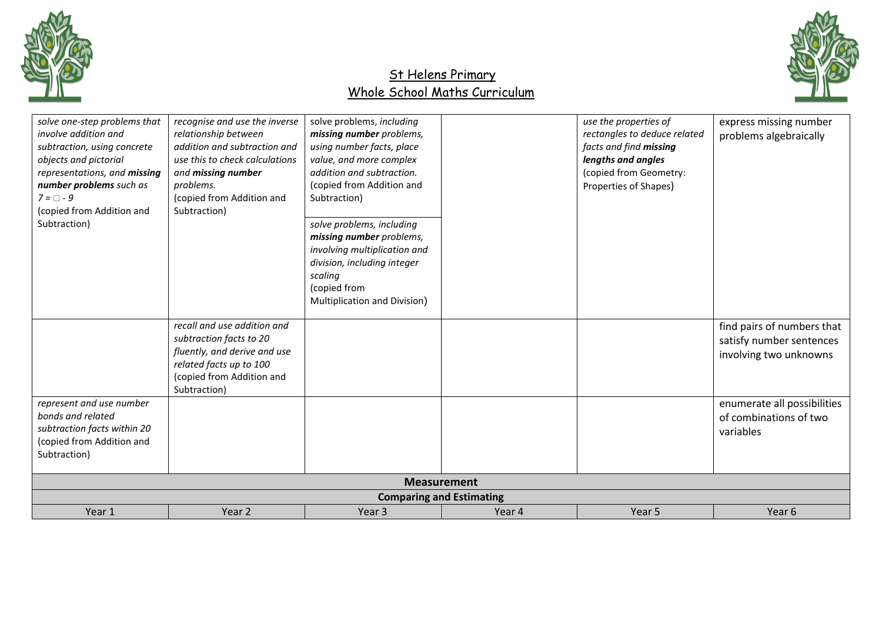# St Helens Primary
## Whole School Maths Curriculum

| | | | | | |
|---|---|---|---|---|---|
| *solve one-step problems that involve addition and subtraction, using concrete objects and pictorial representations, and **missing number problems** such as 7 = □ - 9* (copied from Addition and Subtraction) | *recognise and use the inverse relationship between addition and subtraction and use this to check calculations and **missing number** problems.* (copied from Addition and Subtraction) | solve problems, *including **missing number** problems, using number facts, place value, and more complex addition and subtraction.* (copied from Addition and Subtraction)<br><br>*solve problems, including **missing number** problems, involving multiplication and division, including integer scaling* (copied from Multiplication and Division) | | *use the properties of rectangles to deduce related facts and find **missing lengths and angles*** (copied from Geometry: Properties of Shapes) | express missing number problems algebraically |
| | *recall and use addition and subtraction facts to 20 fluently, and derive and use related facts up to 100* (copied from Addition and Subtraction) | | | | find pairs of numbers that satisfy number sentences involving two unknowns |
| *represent and use number bonds and related subtraction facts within 20* (copied from Addition and Subtraction) | | | | | enumerate all possibilities of combinations of two variables |
| **Measurement** | | | | | |
| **Comparing and Estimating** | | | | | |
| Year 1 | Year 2 | Year 3 | Year 4 | Year 5 | Year 6 |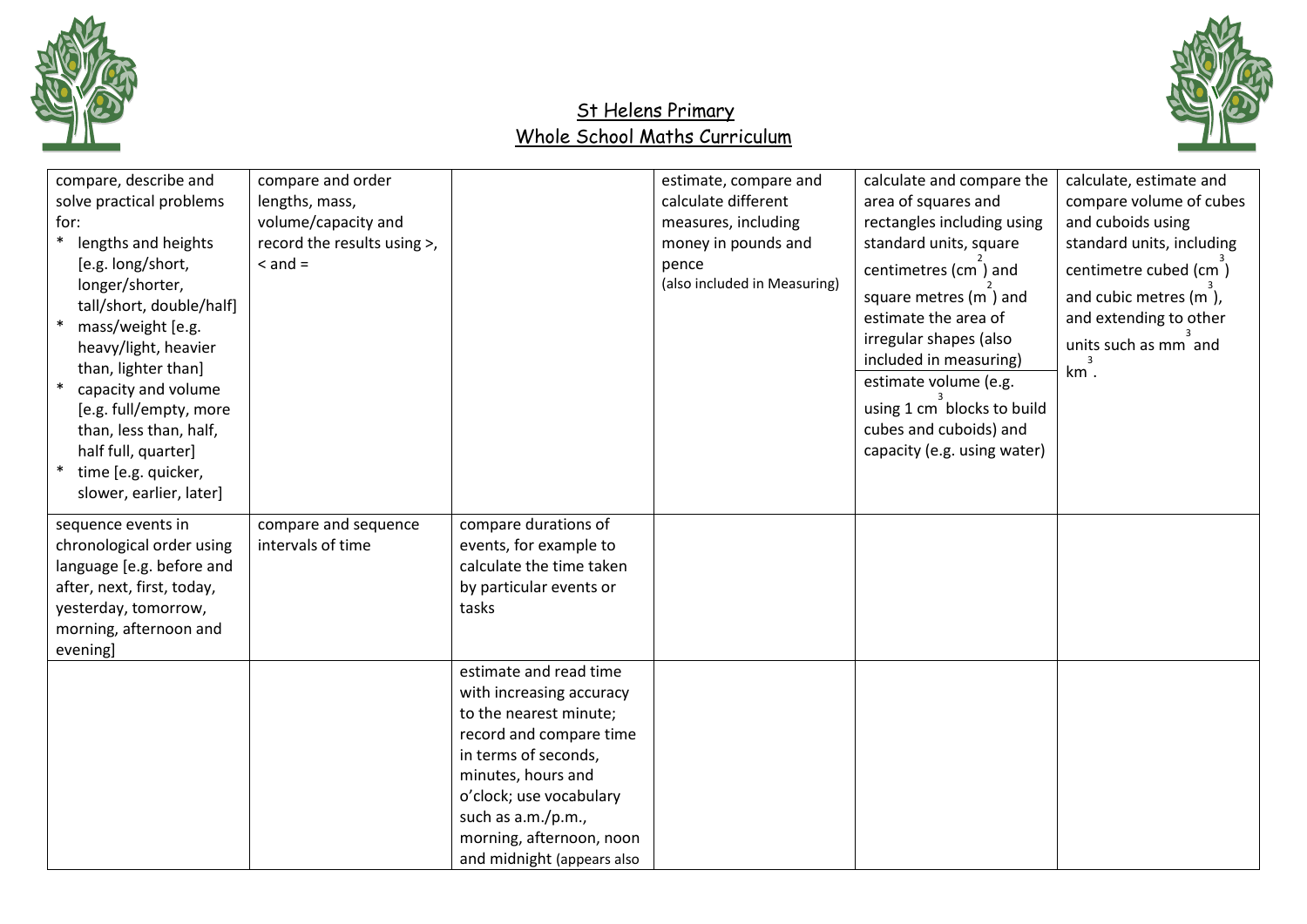# St Helens Primary
# Whole School Maths Curriculum

| | | | | | |
|---|---|---|---|---|---|
| compare, describe and solve practical problems for:<br>* lengths and heights [e.g. long/short, longer/shorter, tall/short, double/half]<br>* mass/weight [e.g. heavy/light, heavier than, lighter than]<br>* capacity and volume [e.g. full/empty, more than, less than, half, half full, quarter]<br>* time [e.g. quicker, slower, earlier, later] | compare and order lengths, mass, volume/capacity and record the results using >, < and = | | estimate, compare and calculate different measures, including money in pounds and pence (also included in Measuring) | calculate and compare the area of squares and rectangles including using standard units, square centimetres ($cm^2$) and square metres ($m^2$) and estimate the area of irregular shapes (also included in measuring)<br>estimate volume (e.g. using 1 $cm^3$ blocks to build cubes and cuboids) and capacity (e.g. using water) | calculate, estimate and compare volume of cubes and cuboids using standard units, including centimetre cubed ($cm^3$) and cubic metres ($m^3$), and extending to other units such as $mm^3$ and $km^3$. |
| sequence events in chronological order using language [e.g. before and after, next, first, today, yesterday, tomorrow, morning, afternoon and evening] | compare and sequence intervals of time | compare durations of events, for example to calculate the time taken by particular events or tasks | | | |
| | | estimate and read time with increasing accuracy to the nearest minute; record and compare time in terms of seconds, minutes, hours and o'clock; use vocabulary such as a.m./p.m., morning, afternoon, noon and midnight (appears also | | | |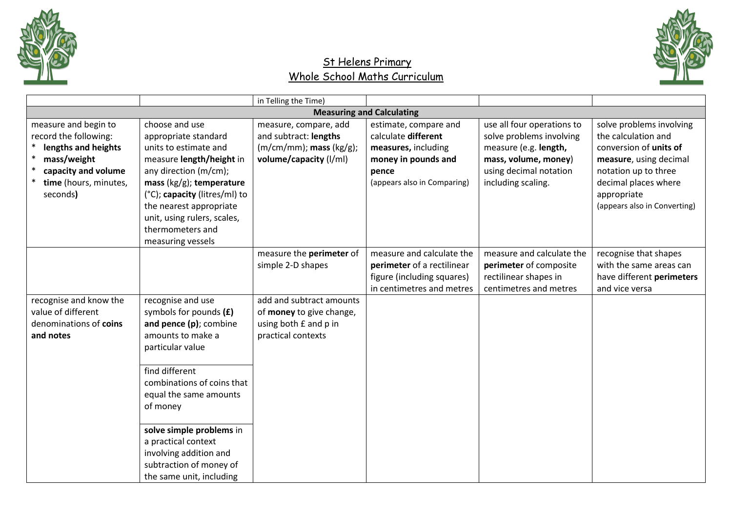# St Helens Primary
## Whole School Maths Curriculum

| | | | | | |
|---|---|---|---|---|---|
| | | in Telling the Time) | | | |
| **Measuring and Calculating** | | | | | |
| measure and begin to record the following:<br>* **lengths and heights**<br>* **mass/weight**<br>* **capacity and volume**<br>* **time** (hours, minutes, seconds**)** | choose and use appropriate standard units to estimate and measure **length/height** in any direction (m/cm); **mass** (kg/g); **temperature** (°C); **capacity** (litres/ml) to the nearest appropriate unit, using rulers, scales, thermometers and measuring vessels | measure, compare, add and subtract: **lengths** (m/cm/mm); **mass** (kg/g); **volume/capacity** (l/ml) | estimate, compare and calculate **different measures,** including **money in pounds and pence**<br>(appears also in Comparing) | use all four operations to solve problems involving measure (e.g. **length, mass, volume, money**) using decimal notation including scaling. | solve problems involving the calculation and conversion of **units of measure**, using decimal notation up to three decimal places where appropriate<br>(appears also in Converting) |
| | | measure the **perimeter** of simple 2-D shapes | measure and calculate the **perimeter** of a rectilinear figure (including squares) in centimetres and metres | measure and calculate the **perimeter** of composite rectilinear shapes in centimetres and metres | recognise that shapes with the same areas can have different **perimeters** and vice versa |
| recognise and know the value of different denominations of **coins and notes** | recognise and use symbols for pounds **(£) and pence (p)**; combine amounts to make a particular value<br><br>find different combinations of coins that equal the same amounts of money<br><br>**solve simple problems** in a practical context involving addition and subtraction of money of the same unit, including | add and subtract amounts of **money** to give change, using both £ and p in practical contexts | | | |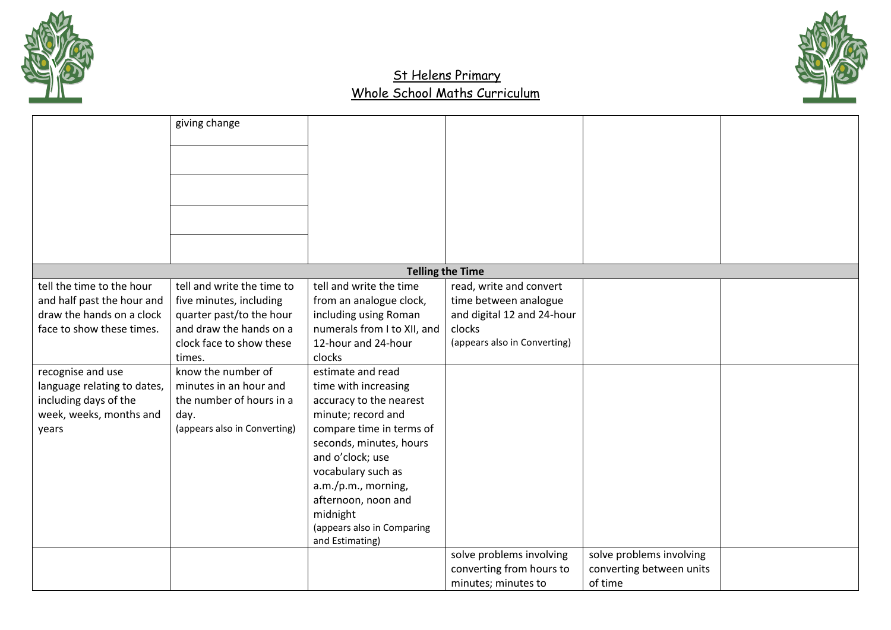# St Helens Primary
## Whole School Maths Curriculum

| | | | | | |
|---|---|---|---|---|---|
| | giving change | | | | |
| | | | | | |
| | | | | | |
| | | | | | |
| | | | | | |
| **Telling the Time** | | | | | |
| tell the time to the hour and half past the hour and draw the hands on a clock face to show these times. | tell and write the time to five minutes, including quarter past/to the hour and draw the hands on a clock face to show these times. | tell and write the time from an analogue clock, including using Roman numerals from I to XII, and 12-hour and 24-hour clocks | read, write and convert time between analogue and digital 12 and 24-hour clocks (appears also in Converting) | | |
| recognise and use language relating to dates, including days of the week, weeks, months and years | know the number of minutes in an hour and the number of hours in a day. (appears also in Converting) | estimate and read time with increasing accuracy to the nearest minute; record and compare time in terms of seconds, minutes, hours and o'clock; use vocabulary such as a.m./p.m., morning, afternoon, noon and midnight (appears also in Comparing and Estimating) | | | |
| | | | solve problems involving converting from hours to minutes; minutes to | solve problems involving converting between units of time | |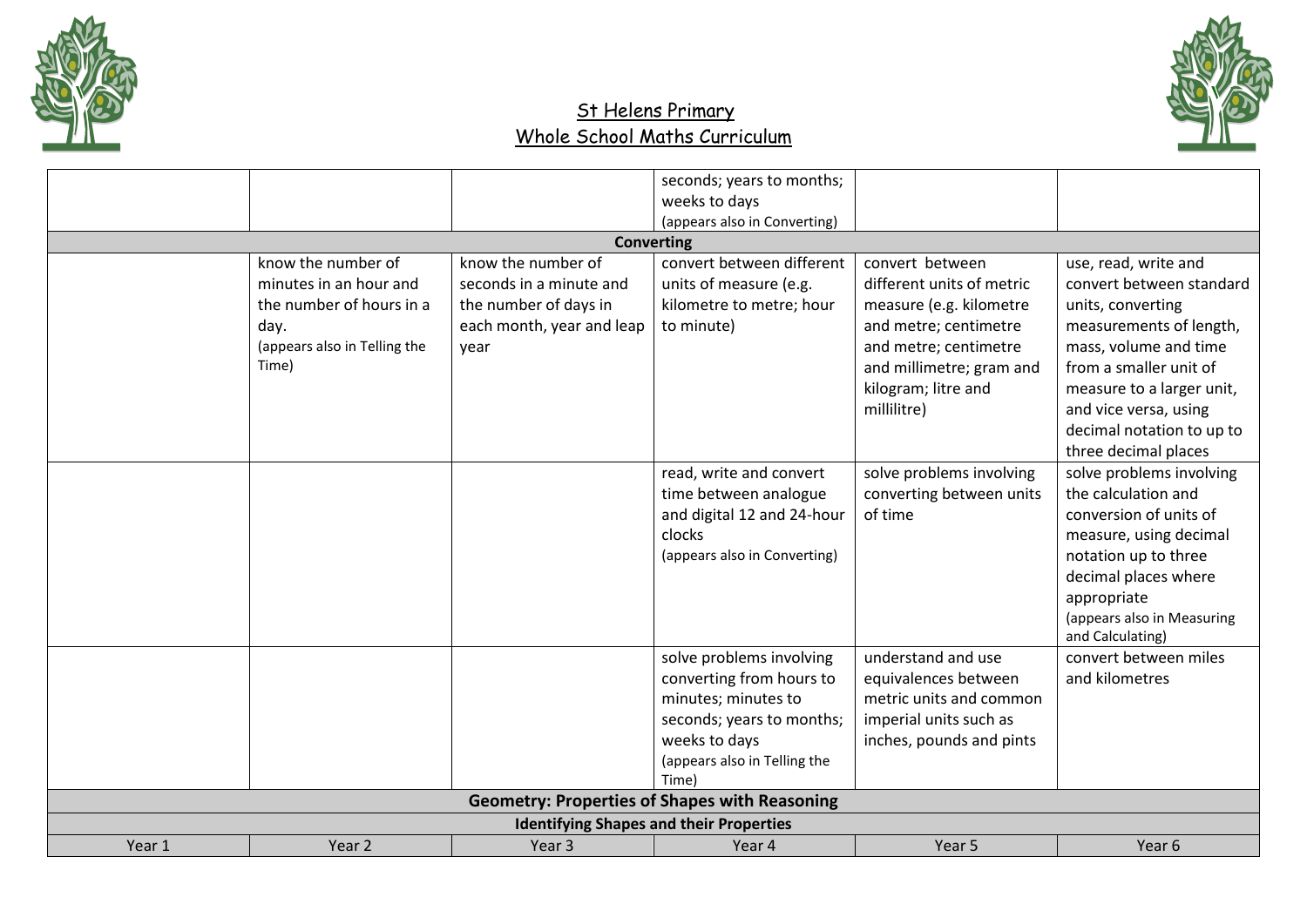# St Helens Primary
# Whole School Maths Curriculum

| | | | | | |
|---|---|---|---|---|---|
| | | | seconds; years to months; weeks to days (appears also in Converting) | | |
| **Converting** | | | | | |
| | know the number of minutes in an hour and the number of hours in a day. (appears also in Telling the Time) | know the number of seconds in a minute and the number of days in each month, year and leap year | convert between different units of measure (e.g. kilometre to metre; hour to minute) | convert between different units of metric measure (e.g. kilometre and metre; centimetre and metre; centimetre and millimetre; gram and kilogram; litre and millilitre) | use, read, write and convert between standard units, converting measurements of length, mass, volume and time from a smaller unit of measure to a larger unit, and vice versa, using decimal notation to up to three decimal places |
| | | | read, write and convert time between analogue and digital 12 and 24-hour clocks (appears also in Converting) | solve problems involving converting between units of time | solve problems involving the calculation and conversion of units of measure, using decimal notation up to three decimal places where appropriate (appears also in Measuring and Calculating) |
| | | | solve problems involving converting from hours to minutes; minutes to seconds; years to months; weeks to days (appears also in Telling the Time) | understand and use equivalences between metric units and common imperial units such as inches, pounds and pints | convert between miles and kilometres |
| **Geometry: Properties of Shapes with Reasoning** | | | | | |
| **Identifying Shapes and their Properties** | | | | | |
| Year 1 | Year 2 | Year 3 | Year 4 | Year 5 | Year 6 |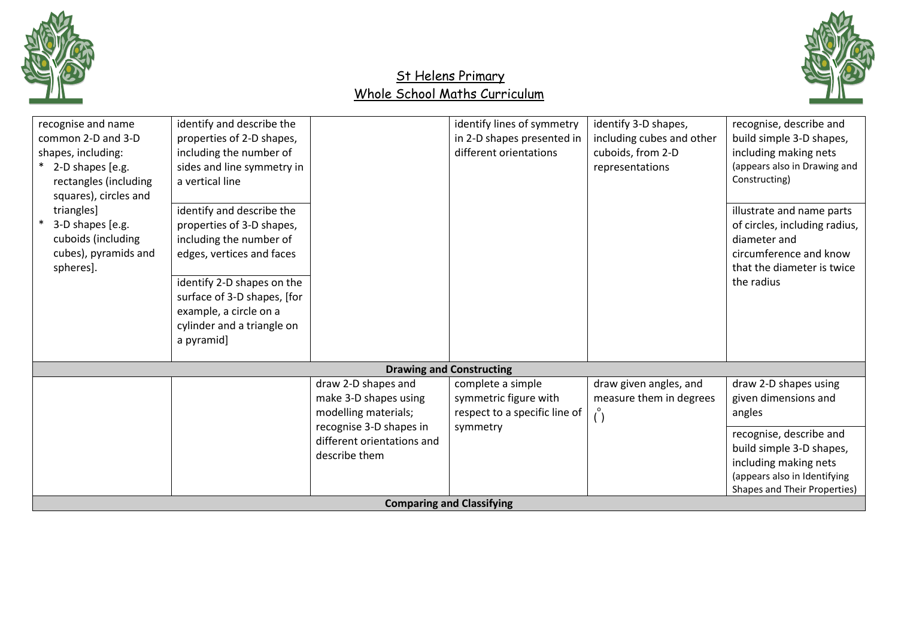# St Helens Primary
## Whole School Maths Curriculum

| | | | | | |
|---|---|---|---|---|---|
| recognise and name common 2-D and 3-D shapes, including:<br>* 2-D shapes [e.g. rectangles (including squares), circles and triangles]<br>* 3-D shapes [e.g. cuboids (including cubes), pyramids and spheres]. | identify and describe the properties of 2-D shapes, including the number of sides and line symmetry in a vertical line<br><br>identify and describe the properties of 3-D shapes, including the number of edges, vertices and faces<br><br>identify 2-D shapes on the surface of 3-D shapes, [for example, a circle on a cylinder and a triangle on a pyramid] | | identify lines of symmetry in 2-D shapes presented in different orientations | identify 3-D shapes, including cubes and other cuboids, from 2-D representations | recognise, describe and build simple 3-D shapes, including making nets (appears also in Drawing and Constructing)<br><br>illustrate and name parts of circles, including radius, diameter and circumference and know that the diameter is twice the radius |
| **Drawing and Constructing** | | | | | |
| | | draw 2-D shapes and make 3-D shapes using modelling materials; recognise 3-D shapes in different orientations and describe them | complete a simple symmetric figure with respect to a specific line of symmetry | draw given angles, and measure them in degrees (°) | draw 2-D shapes using given dimensions and angles<br><br>recognise, describe and build simple 3-D shapes, including making nets (appears also in Identifying Shapes and Their Properties) |
| **Comparing and Classifying** | | | | | |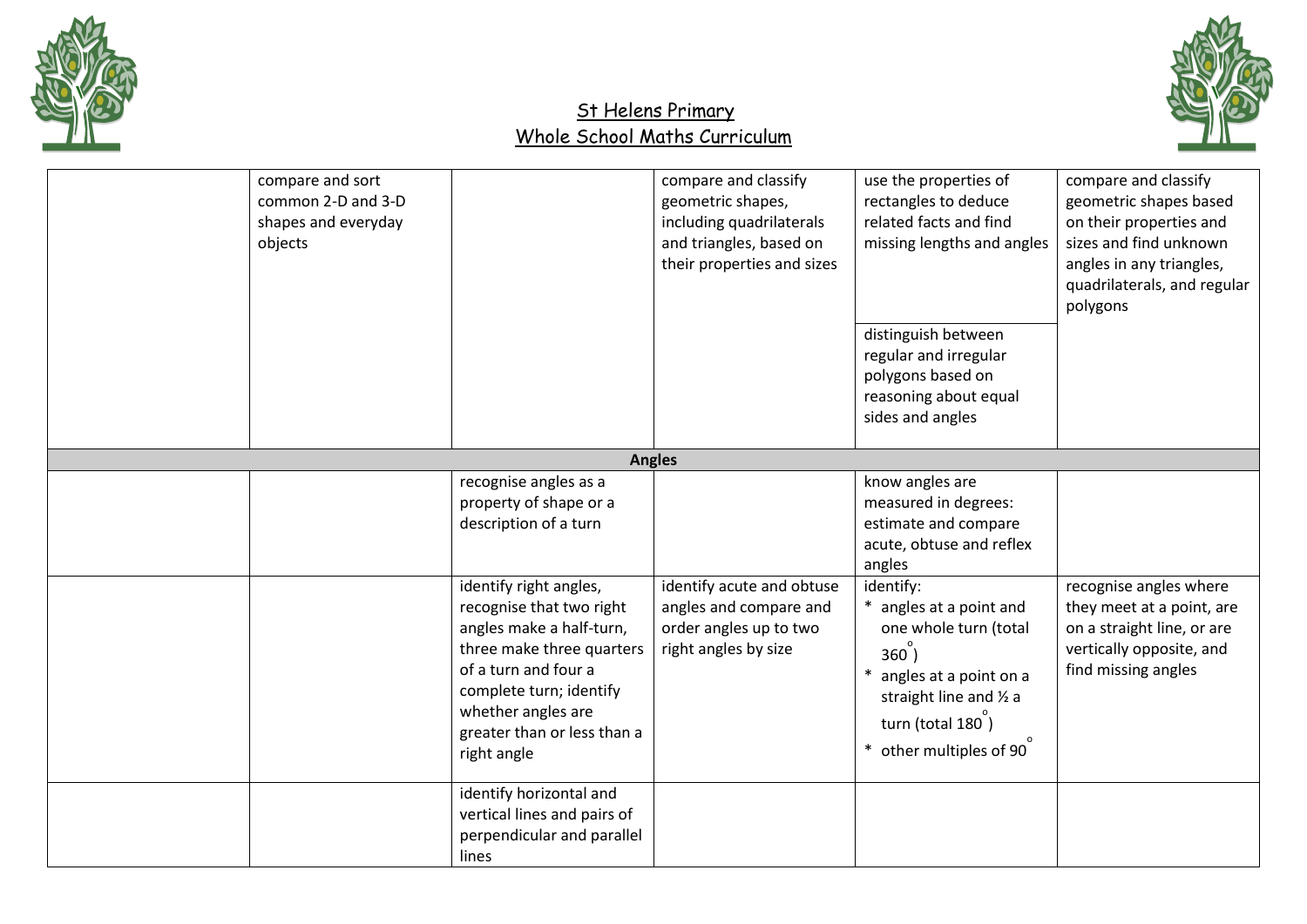# St Helens Primary
## Whole School Maths Curriculum

| | | | | | |
|---|---|---|---|---|---|
| | compare and sort common 2-D and 3-D shapes and everyday objects | | compare and classify geometric shapes, including quadrilaterals and triangles, based on their properties and sizes | use the properties of rectangles to deduce related facts and find missing lengths and angles | compare and classify geometric shapes based on their properties and sizes and find unknown angles in any triangles, quadrilaterals, and regular polygons |
| | | | | distinguish between regular and irregular polygons based on reasoning about equal sides and angles | |
| | | | **Angles** | | |
| | | recognise angles as a property of shape or a description of a turn | | know angles are measured in degrees: estimate and compare acute, obtuse and reflex angles | |
| | | identify right angles, recognise that two right angles make a half-turn, three make three quarters of a turn and four a complete turn; identify whether angles are greater than or less than a right angle | identify acute and obtuse angles and compare and order angles up to two right angles by size | identify:<br>* angles at a point and one whole turn (total $360^\circ$)<br>* angles at a point on a straight line and ½ a turn (total $180^\circ$)<br>* other multiples of $90^\circ$ | recognise angles where they meet at a point, are on a straight line, or are vertically opposite, and find missing angles |
| | | identify horizontal and vertical lines and pairs of perpendicular and parallel lines | | | |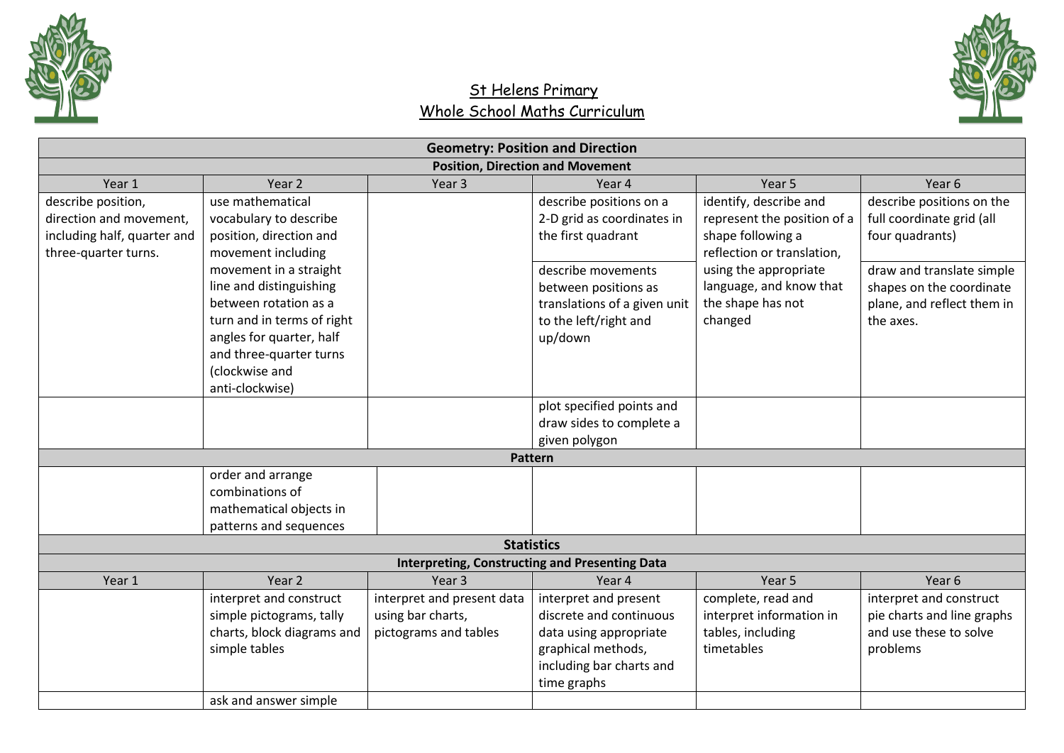# St Helens Primary
## Whole School Maths Curriculum

| Geometry: Position and Direction | | | | | |
|---|---|---|---|---|---|
| **Position, Direction and Movement** | | | | | |
| Year 1 | Year 2 | Year 3 | Year 4 | Year 5 | Year 6 |
| describe position, direction and movement, including half, quarter and three-quarter turns. | use mathematical vocabulary to describe position, direction and movement including movement in a straight line and distinguishing between rotation as a turn and in terms of right angles for quarter, half and three-quarter turns (clockwise and anti-clockwise) | | describe positions on a 2-D grid as coordinates in the first quadrant | identify, describe and represent the position of a shape following a reflection or translation, using the appropriate language, and know that the shape has not changed | describe positions on the full coordinate grid (all four quadrants) |
| | | | describe movements between positions as translations of a given unit to the left/right and up/down | | draw and translate simple shapes on the coordinate plane, and reflect them in the axes. |
| | | | plot specified points and draw sides to complete a given polygon | | |
| **Pattern** | | | | | |
| | order and arrange combinations of mathematical objects in patterns and sequences | | | | |
| **Statistics** | | | | | |
| **Interpreting, Constructing and Presenting Data** | | | | | |
| Year 1 | Year 2 | Year 3 | Year 4 | Year 5 | Year 6 |
| | interpret and construct simple pictograms, tally charts, block diagrams and simple tables | interpret and present data using bar charts, pictograms and tables | interpret and present discrete and continuous data using appropriate graphical methods, including bar charts and time graphs | complete, read and interpret information in tables, including timetables | interpret and construct pie charts and line graphs and use these to solve problems |
| | ask and answer simple | | | | |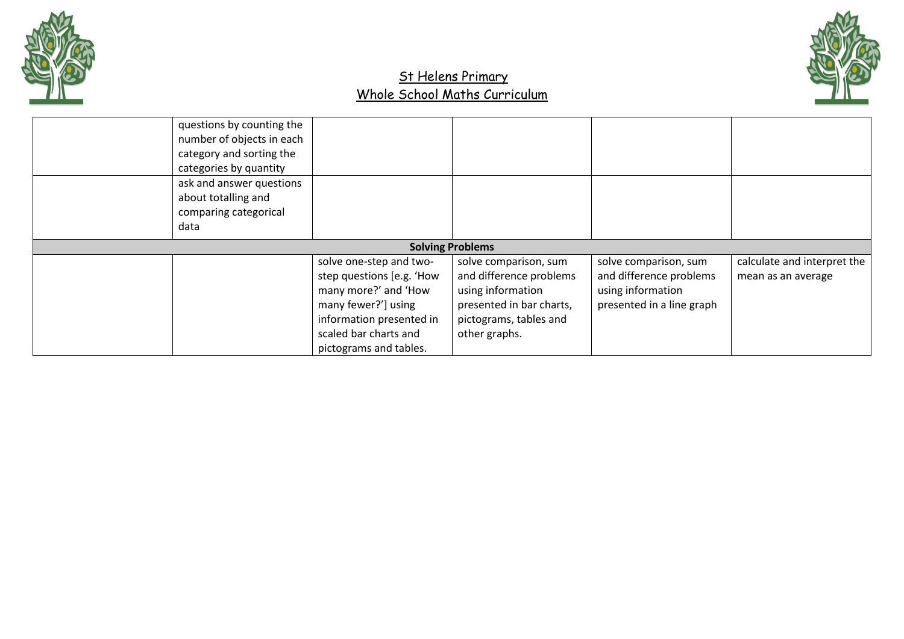# St Helens Primary
## Whole School Maths Curriculum

| | | | | | |
|---|---|---|---|---|---|
| | questions by counting the number of objects in each category and sorting the categories by quantity | | | | |
| | ask and answer questions about totalling and comparing categorical data | | | | |
| **Solving Problems** | | | | | |
| | | solve one-step and two-step questions [e.g. 'How many more?' and 'How many fewer?'] using information presented in scaled bar charts and pictograms and tables. | solve comparison, sum and difference problems using information presented in bar charts, pictograms, tables and other graphs. | solve comparison, sum and difference problems using information presented in a line graph | calculate and interpret the mean as an average |